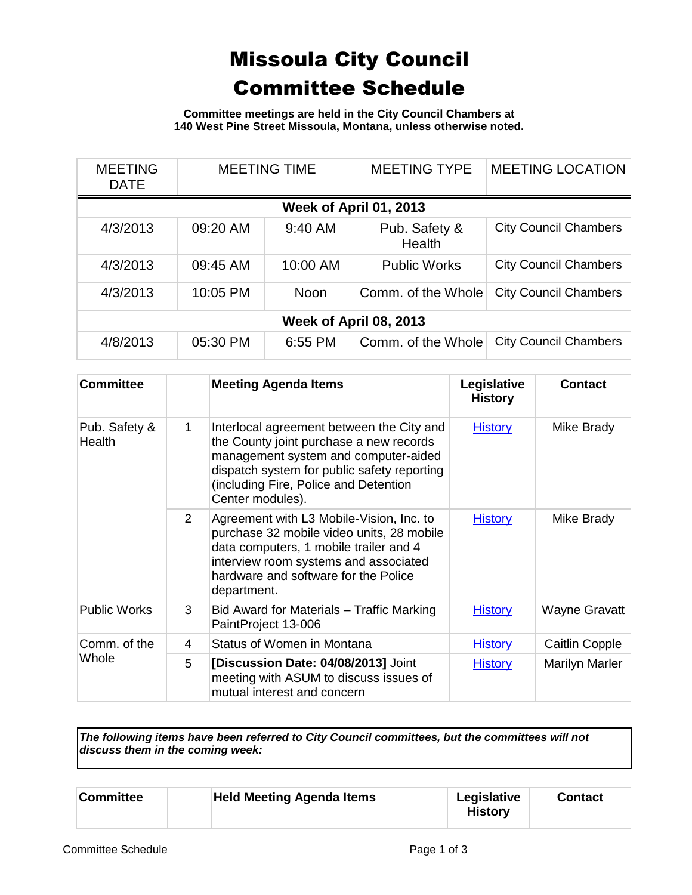# Missoula City Council Committee Schedule

**Committee meetings are held in the City Council Chambers at 140 West Pine Street Missoula, Montana, unless otherwise noted.**

| MEETING DATE | MEETING TIME | | MEETING TYPE | MEETING LOCATION |
|---|---|---|---|---|
| **Week of April 01, 2013** | | | | |
| 4/3/2013 | 09:20 AM | 9:40 AM | Pub. Safety & Health | City Council Chambers |
| 4/3/2013 | 09:45 AM | 10:00 AM | Public Works | City Council Chambers |
| 4/3/2013 | 10:05 PM | Noon | Comm. of the Whole | City Council Chambers |
| **Week of April 08, 2013** | | | | |
| 4/8/2013 | 05:30 PM | 6:55 PM | Comm. of the Whole | City Council Chambers |

| Committee | | Meeting Agenda Items | Legislative History | Contact |
|---|---|---|---|---|
| Pub. Safety & Health | 1 | Interlocal agreement between the City and the County joint purchase a new records management system and computer-aided dispatch system for public safety reporting (including Fire, Police and Detention Center modules). | History | Mike Brady |
| | 2 | Agreement with L3 Mobile-Vision, Inc. to purchase 32 mobile video units, 28 mobile data computers, 1 mobile trailer and 4 interview room systems and associated hardware and software for the Police department. | History | Mike Brady |
| Public Works | 3 | Bid Award for Materials – Traffic Marking PaintProject 13-006 | History | Wayne Gravatt |
| Comm. of the Whole | 4 | Status of Women in Montana | History | Caitlin Copple |
| | 5 | **[Discussion Date: 04/08/2013]** Joint meeting with ASUM to discuss issues of mutual interest and concern | History | Marilyn Marler |

***The following items have been referred to City Council committees, but the committees will not discuss them in the coming week:***

| Committee | | Held Meeting Agenda Items | Legislative History | Contact |
|---|---|---|---|---|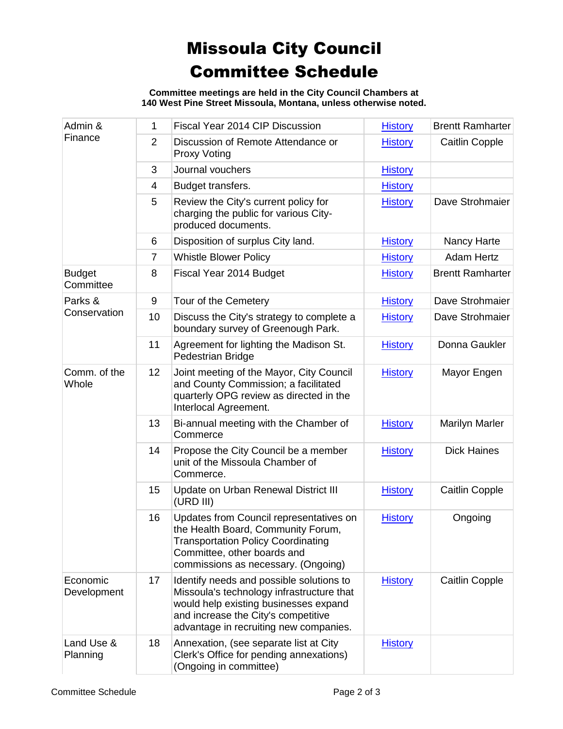# Missoula City Council Committee Schedule

**Committee meetings are held in the City Council Chambers at 140 West Pine Street Missoula, Montana, unless otherwise noted.**

| | | | | |
|---|---|---|---|---|
| Admin & Finance | 1 | Fiscal Year 2014 CIP Discussion | History | Brentt Ramharter |
| | 2 | Discussion of Remote Attendance or Proxy Voting | History | Caitlin Copple |
| | 3 | Journal vouchers | History | |
| | 4 | Budget transfers. | History | |
| | 5 | Review the City's current policy for charging the public for various City-produced documents. | History | Dave Strohmaier |
| | 6 | Disposition of surplus City land. | History | Nancy Harte |
| | 7 | Whistle Blower Policy | History | Adam Hertz |
| Budget Committee | 8 | Fiscal Year 2014 Budget | History | Brentt Ramharter |
| Parks & Conservation | 9 | Tour of the Cemetery | History | Dave Strohmaier |
| | 10 | Discuss the City's strategy to complete a boundary survey of Greenough Park. | History | Dave Strohmaier |
| | 11 | Agreement for lighting the Madison St. Pedestrian Bridge | History | Donna Gaukler |
| Comm. of the Whole | 12 | Joint meeting of the Mayor, City Council and County Commission; a facilitated quarterly OPG review as directed in the Interlocal Agreement. | History | Mayor Engen |
| | 13 | Bi-annual meeting with the Chamber of Commerce | History | Marilyn Marler |
| | 14 | Propose the City Council be a member unit of the Missoula Chamber of Commerce. | History | Dick Haines |
| | 15 | Update on Urban Renewal District III (URD III) | History | Caitlin Copple |
| | 16 | Updates from Council representatives on the Health Board, Community Forum, Transportation Policy Coordinating Committee, other boards and commissions as necessary. (Ongoing) | History | Ongoing |
| Economic Development | 17 | Identify needs and possible solutions to Missoula's technology infrastructure that would help existing businesses expand and increase the City's competitive advantage in recruiting new companies. | History | Caitlin Copple |
| Land Use & Planning | 18 | Annexation, (see separate list at City Clerk's Office for pending annexations) (Ongoing in committee) | History | |

Committee Schedule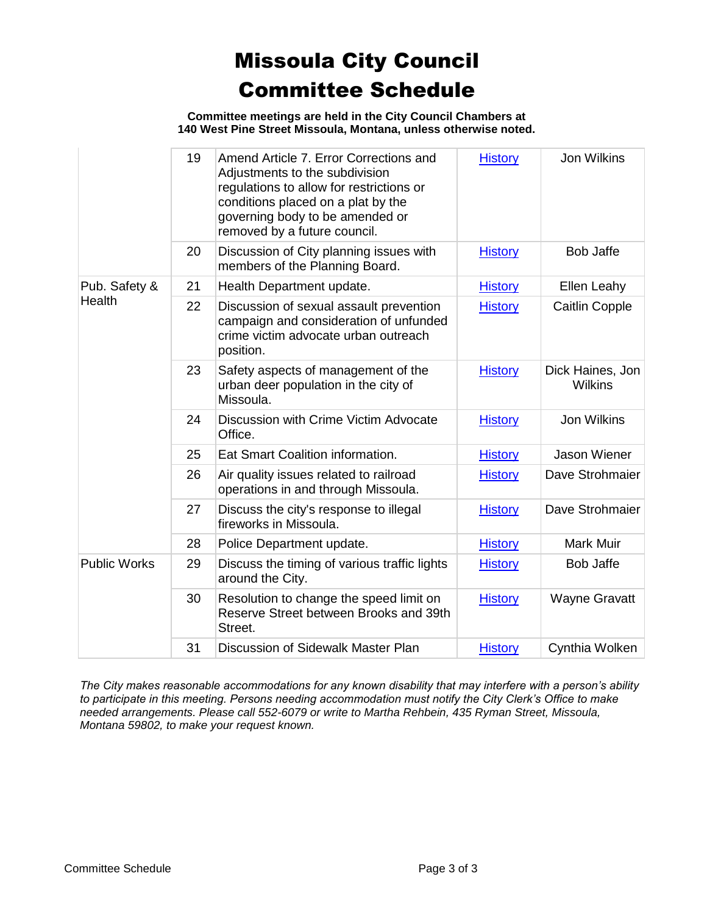# Missoula City Council Committee Schedule

**Committee meetings are held in the City Council Chambers at 140 West Pine Street Missoula, Montana, unless otherwise noted.**

| | | | | |
|---|---|---|---|---|
| | 19 | Amend Article 7. Error Corrections and Adjustments to the subdivision regulations to allow for restrictions or conditions placed on a plat by the governing body to be amended or removed by a future council. | History | Jon Wilkins |
| | 20 | Discussion of City planning issues with members of the Planning Board. | History | Bob Jaffe |
| Pub. Safety & Health | 21 | Health Department update. | History | Ellen Leahy |
| | 22 | Discussion of sexual assault prevention campaign and consideration of unfunded crime victim advocate urban outreach position. | History | Caitlin Copple |
| | 23 | Safety aspects of management of the urban deer population in the city of Missoula. | History | Dick Haines, Jon Wilkins |
| | 24 | Discussion with Crime Victim Advocate Office. | History | Jon Wilkins |
| | 25 | Eat Smart Coalition information. | History | Jason Wiener |
| | 26 | Air quality issues related to railroad operations in and through Missoula. | History | Dave Strohmaier |
| | 27 | Discuss the city's response to illegal fireworks in Missoula. | History | Dave Strohmaier |
| | 28 | Police Department update. | History | Mark Muir |
| Public Works | 29 | Discuss the timing of various traffic lights around the City. | History | Bob Jaffe |
| | 30 | Resolution to change the speed limit on Reserve Street between Brooks and 39th Street. | History | Wayne Gravatt |
| | 31 | Discussion of Sidewalk Master Plan | History | Cynthia Wolken |

*The City makes reasonable accommodations for any known disability that may interfere with a person's ability to participate in this meeting. Persons needing accommodation must notify the City Clerk's Office to make needed arrangements. Please call 552-6079 or write to Martha Rehbein, 435 Ryman Street, Missoula, Montana 59802, to make your request known.*